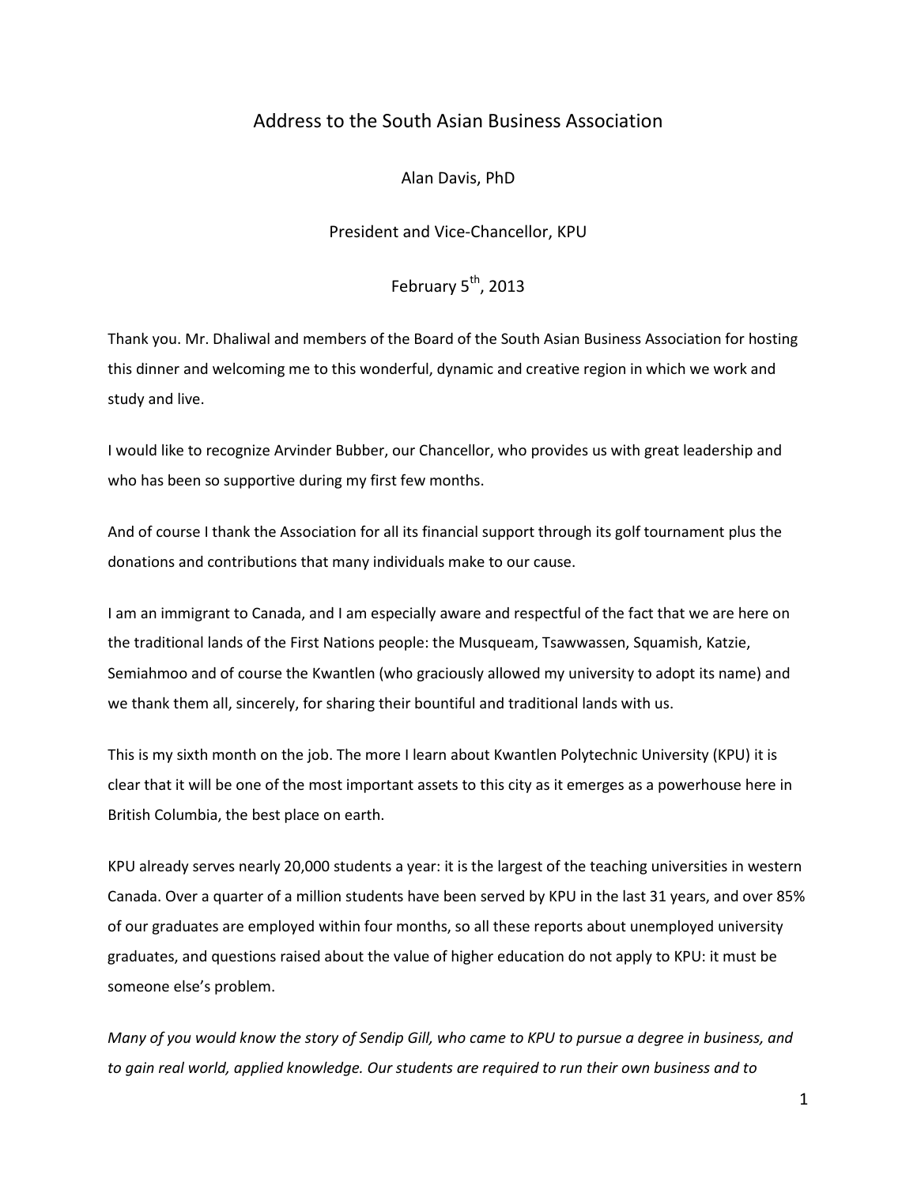# Address to the South Asian Business Association

Alan Davis, PhD

President and Vice-Chancellor, KPU

February 5th, 2013

Thank you. Mr. Dhaliwal and members of the Board of the South Asian Business Association for hosting this dinner and welcoming me to this wonderful, dynamic and creative region in which we work and study and live.

I would like to recognize Arvinder Bubber, our Chancellor, who provides us with great leadership and who has been so supportive during my first few months.

And of course I thank the Association for all its financial support through its golf tournament plus the donations and contributions that many individuals make to our cause.

I am an immigrant to Canada, and I am especially aware and respectful of the fact that we are here on the traditional lands of the First Nations people: the Musqueam, Tsawwassen, Squamish, Katzie, Semiahmoo and of course the Kwantlen (who graciously allowed my university to adopt its name) and we thank them all, sincerely, for sharing their bountiful and traditional lands with us.

This is my sixth month on the job. The more I learn about Kwantlen Polytechnic University (KPU) it is clear that it will be one of the most important assets to this city as it emerges as a powerhouse here in British Columbia, the best place on earth.

KPU already serves nearly 20,000 students a year: it is the largest of the teaching universities in western Canada. Over a quarter of a million students have been served by KPU in the last 31 years, and over 85% of our graduates are employed within four months, so all these reports about unemployed university graduates, and questions raised about the value of higher education do not apply to KPU: it must be someone else's problem.

*Many of you would know the story of Sendip Gill, who came to KPU to pursue a degree in business, and to gain real world, applied knowledge. Our students are required to run their own business and to*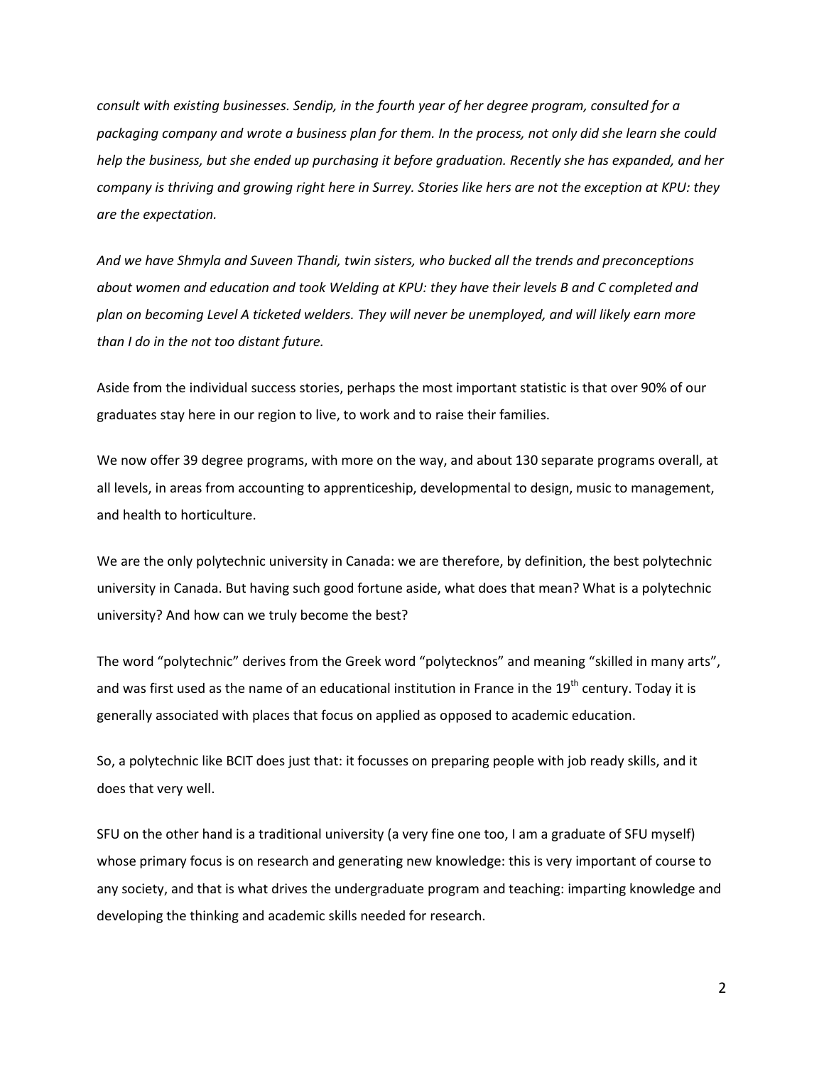*consult with existing businesses. Sendip, in the fourth year of her degree program, consulted for a packaging company and wrote a business plan for them. In the process, not only did she learn she could help the business, but she ended up purchasing it before graduation. Recently she has expanded, and her company is thriving and growing right here in Surrey. Stories like hers are not the exception at KPU: they are the expectation.*

*And we have Shmyla and Suveen Thandi, twin sisters, who bucked all the trends and preconceptions about women and education and took Welding at KPU: they have their levels B and C completed and plan on becoming Level A ticketed welders. They will never be unemployed, and will likely earn more than I do in the not too distant future.*

Aside from the individual success stories, perhaps the most important statistic is that over 90% of our graduates stay here in our region to live, to work and to raise their families.

We now offer 39 degree programs, with more on the way, and about 130 separate programs overall, at all levels, in areas from accounting to apprenticeship, developmental to design, music to management, and health to horticulture.

We are the only polytechnic university in Canada: we are therefore, by definition, the best polytechnic university in Canada. But having such good fortune aside, what does that mean? What is a polytechnic university? And how can we truly become the best?

The word "polytechnic" derives from the Greek word "polytecknos" and meaning "skilled in many arts", and was first used as the name of an educational institution in France in the 19th century. Today it is generally associated with places that focus on applied as opposed to academic education.

So, a polytechnic like BCIT does just that: it focusses on preparing people with job ready skills, and it does that very well.

SFU on the other hand is a traditional university (a very fine one too, I am a graduate of SFU myself) whose primary focus is on research and generating new knowledge: this is very important of course to any society, and that is what drives the undergraduate program and teaching: imparting knowledge and developing the thinking and academic skills needed for research.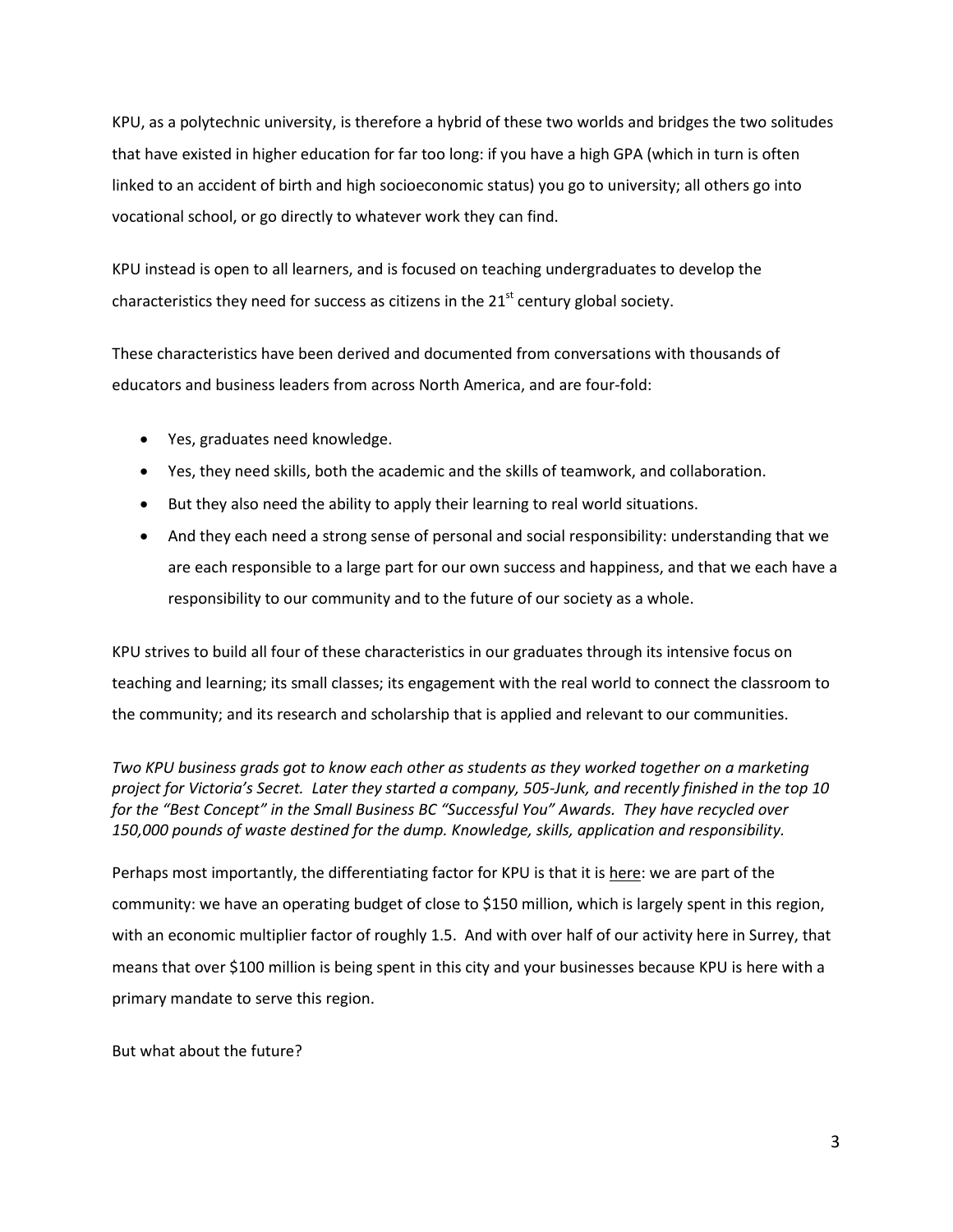KPU, as a polytechnic university, is therefore a hybrid of these two worlds and bridges the two solitudes that have existed in higher education for far too long: if you have a high GPA (which in turn is often linked to an accident of birth and high socioeconomic status) you go to university; all others go into vocational school, or go directly to whatever work they can find.

KPU instead is open to all learners, and is focused on teaching undergraduates to develop the characteristics they need for success as citizens in the 21st century global society.

These characteristics have been derived and documented from conversations with thousands of educators and business leaders from across North America, and are four-fold:

- Yes, graduates need knowledge.
- Yes, they need skills, both the academic and the skills of teamwork, and collaboration.
- But they also need the ability to apply their learning to real world situations.
- And they each need a strong sense of personal and social responsibility: understanding that we are each responsible to a large part for our own success and happiness, and that we each have a responsibility to our community and to the future of our society as a whole.

KPU strives to build all four of these characteristics in our graduates through its intensive focus on teaching and learning; its small classes; its engagement with the real world to connect the classroom to the community; and its research and scholarship that is applied and relevant to our communities.

*Two KPU business grads got to know each other as students as they worked together on a marketing project for Victoria's Secret. Later they started a company, 505-Junk, and recently finished in the top 10 for the "Best Concept" in the Small Business BC "Successful You" Awards. They have recycled over 150,000 pounds of waste destined for the dump. Knowledge, skills, application and responsibility.*

Perhaps most importantly, the differentiating factor for KPU is that it is <u>here</u>: we are part of the community: we have an operating budget of close to $150 million, which is largely spent in this region, with an economic multiplier factor of roughly 1.5. And with over half of our activity here in Surrey, that means that over $100 million is being spent in this city and your businesses because KPU is here with a primary mandate to serve this region.

But what about the future?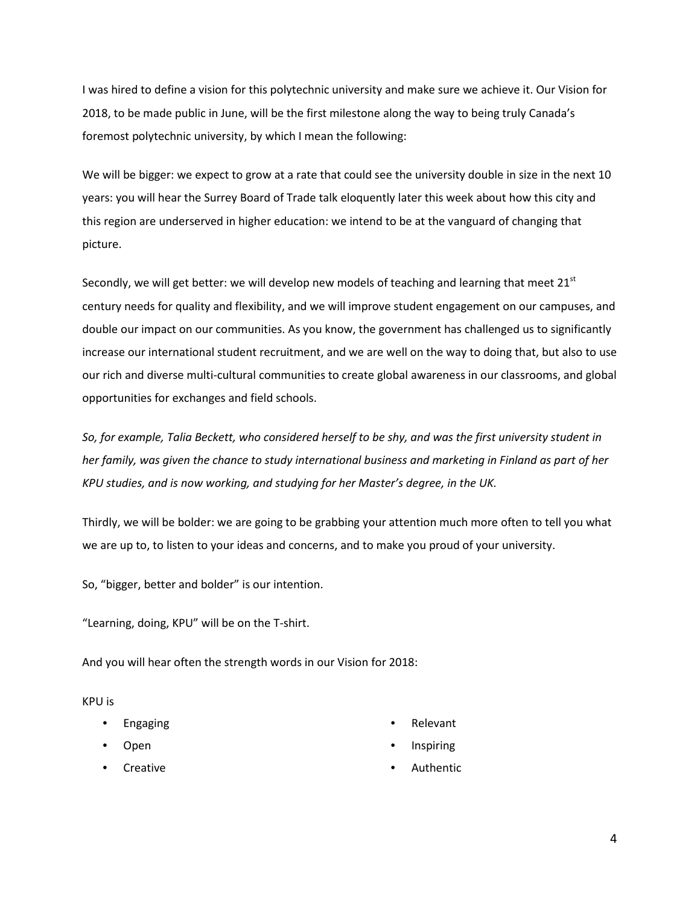I was hired to define a vision for this polytechnic university and make sure we achieve it. Our Vision for 2018, to be made public in June, will be the first milestone along the way to being truly Canada's foremost polytechnic university, by which I mean the following:

We will be bigger: we expect to grow at a rate that could see the university double in size in the next 10 years: you will hear the Surrey Board of Trade talk eloquently later this week about how this city and this region are underserved in higher education: we intend to be at the vanguard of changing that picture.

Secondly, we will get better: we will develop new models of teaching and learning that meet 21st century needs for quality and flexibility, and we will improve student engagement on our campuses, and double our impact on our communities. As you know, the government has challenged us to significantly increase our international student recruitment, and we are well on the way to doing that, but also to use our rich and diverse multi-cultural communities to create global awareness in our classrooms, and global opportunities for exchanges and field schools.

*So, for example, Talia Beckett, who considered herself to be shy, and was the first university student in her family, was given the chance to study international business and marketing in Finland as part of her KPU studies, and is now working, and studying for her Master's degree, in the UK.*

Thirdly, we will be bolder: we are going to be grabbing your attention much more often to tell you what we are up to, to listen to your ideas and concerns, and to make you proud of your university.

So, "bigger, better and bolder" is our intention.

"Learning, doing, KPU" will be on the T-shirt.

And you will hear often the strength words in our Vision for 2018:

KPU is

- Engaging
- Open
- Creative
- Relevant
- Inspiring
- Authentic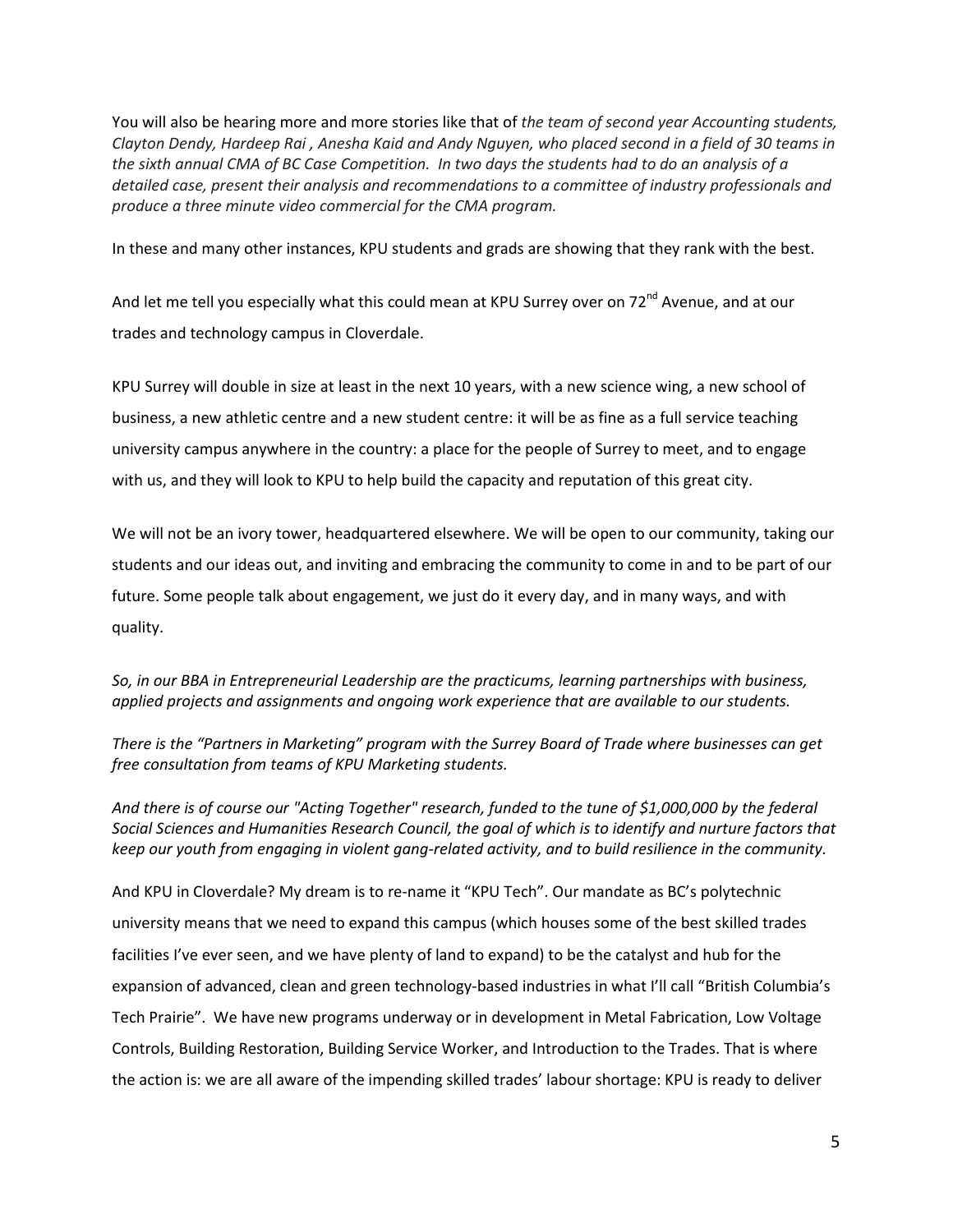You will also be hearing more and more stories like that of *the team of second year Accounting students, Clayton Dendy, Hardeep Rai , Anesha Kaid and Andy Nguyen, who placed second in a field of 30 teams in the sixth annual CMA of BC Case Competition. In two days the students had to do an analysis of a detailed case, present their analysis and recommendations to a committee of industry professionals and produce a three minute video commercial for the CMA program.*

In these and many other instances, KPU students and grads are showing that they rank with the best.

And let me tell you especially what this could mean at KPU Surrey over on 72nd Avenue, and at our trades and technology campus in Cloverdale.

KPU Surrey will double in size at least in the next 10 years, with a new science wing, a new school of business, a new athletic centre and a new student centre: it will be as fine as a full service teaching university campus anywhere in the country: a place for the people of Surrey to meet, and to engage with us, and they will look to KPU to help build the capacity and reputation of this great city.

We will not be an ivory tower, headquartered elsewhere. We will be open to our community, taking our students and our ideas out, and inviting and embracing the community to come in and to be part of our future. Some people talk about engagement, we just do it every day, and in many ways, and with quality.

*So, in our BBA in Entrepreneurial Leadership are the practicums, learning partnerships with business, applied projects and assignments and ongoing work experience that are available to our students.*

*There is the "Partners in Marketing" program with the Surrey Board of Trade where businesses can get free consultation from teams of KPU Marketing students.*

*And there is of course our "Acting Together" research, funded to the tune of $1,000,000 by the federal Social Sciences and Humanities Research Council, the goal of which is to identify and nurture factors that keep our youth from engaging in violent gang-related activity, and to build resilience in the community.*

And KPU in Cloverdale? My dream is to re-name it "KPU Tech". Our mandate as BC's polytechnic university means that we need to expand this campus (which houses some of the best skilled trades facilities I've ever seen, and we have plenty of land to expand) to be the catalyst and hub for the expansion of advanced, clean and green technology-based industries in what I'll call "British Columbia's Tech Prairie". We have new programs underway or in development in Metal Fabrication, Low Voltage Controls, Building Restoration, Building Service Worker, and Introduction to the Trades. That is where the action is: we are all aware of the impending skilled trades' labour shortage: KPU is ready to deliver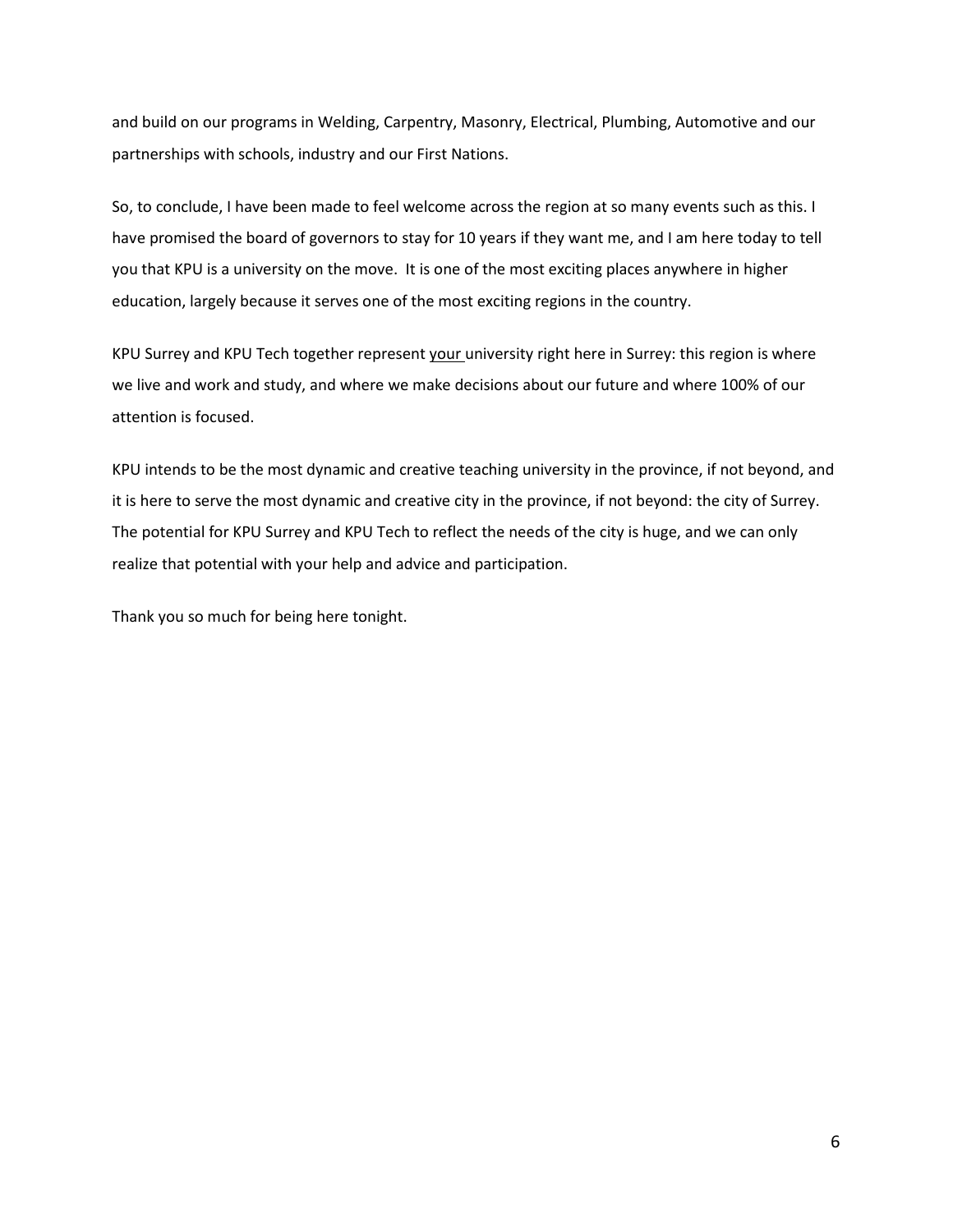and build on our programs in Welding, Carpentry, Masonry, Electrical, Plumbing, Automotive and our partnerships with schools, industry and our First Nations.

So, to conclude, I have been made to feel welcome across the region at so many events such as this. I have promised the board of governors to stay for 10 years if they want me, and I am here today to tell you that KPU is a university on the move. It is one of the most exciting places anywhere in higher education, largely because it serves one of the most exciting regions in the country.

KPU Surrey and KPU Tech together represent <u>your</u> university right here in Surrey: this region is where we live and work and study, and where we make decisions about our future and where 100% of our attention is focused.

KPU intends to be the most dynamic and creative teaching university in the province, if not beyond, and it is here to serve the most dynamic and creative city in the province, if not beyond: the city of Surrey. The potential for KPU Surrey and KPU Tech to reflect the needs of the city is huge, and we can only realize that potential with your help and advice and participation.

Thank you so much for being here tonight.